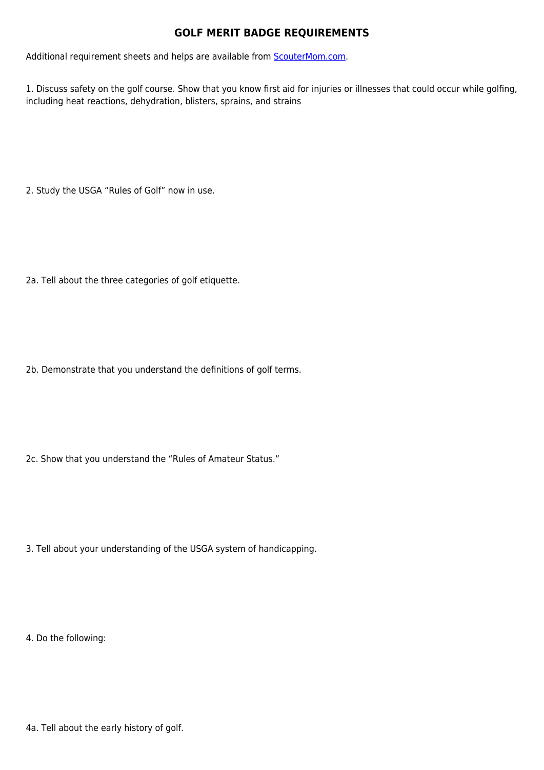# GOLF MERIT BADGE REQUIREMENTS

Additional requirement sheets and helps are available from [ScouterMom.com](ScouterMom.com).

1. Discuss safety on the golf course. Show that you know first aid for injuries or illnesses that could occur while golfing, including heat reactions, dehydration, blisters, sprains, and strains

2. Study the USGA “Rules of Golf” now in use.

2a. Tell about the three categories of golf etiquette.

2b. Demonstrate that you understand the definitions of golf terms.

2c. Show that you understand the “Rules of Amateur Status.”

3. Tell about your understanding of the USGA system of handicapping.

4. Do the following:

4a. Tell about the early history of golf.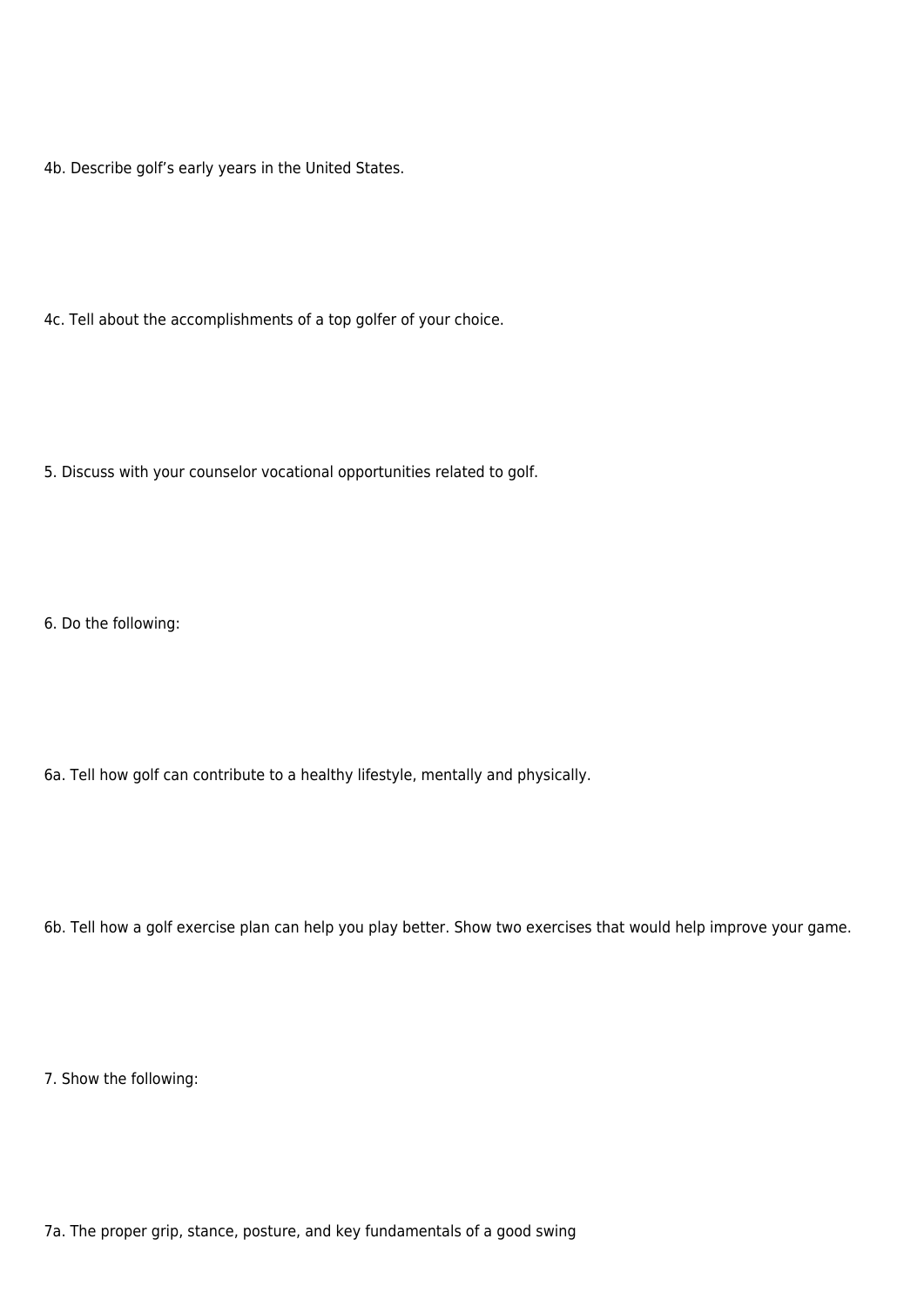4b. Describe golf’s early years in the United States.

4c. Tell about the accomplishments of a top golfer of your choice.

5. Discuss with your counselor vocational opportunities related to golf.

6. Do the following:

6a. Tell how golf can contribute to a healthy lifestyle, mentally and physically.

6b. Tell how a golf exercise plan can help you play better. Show two exercises that would help improve your game.

7. Show the following:

7a. The proper grip, stance, posture, and key fundamentals of a good swing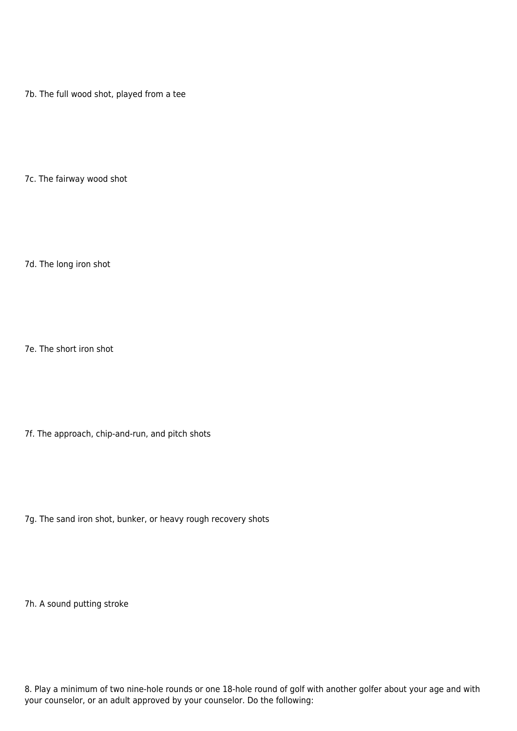7b. The full wood shot, played from a tee

7c. The fairway wood shot

7d. The long iron shot

7e. The short iron shot

7f. The approach, chip-and-run, and pitch shots

7g. The sand iron shot, bunker, or heavy rough recovery shots

7h. A sound putting stroke

8. Play a minimum of two nine-hole rounds or one 18-hole round of golf with another golfer about your age and with your counselor, or an adult approved by your counselor. Do the following: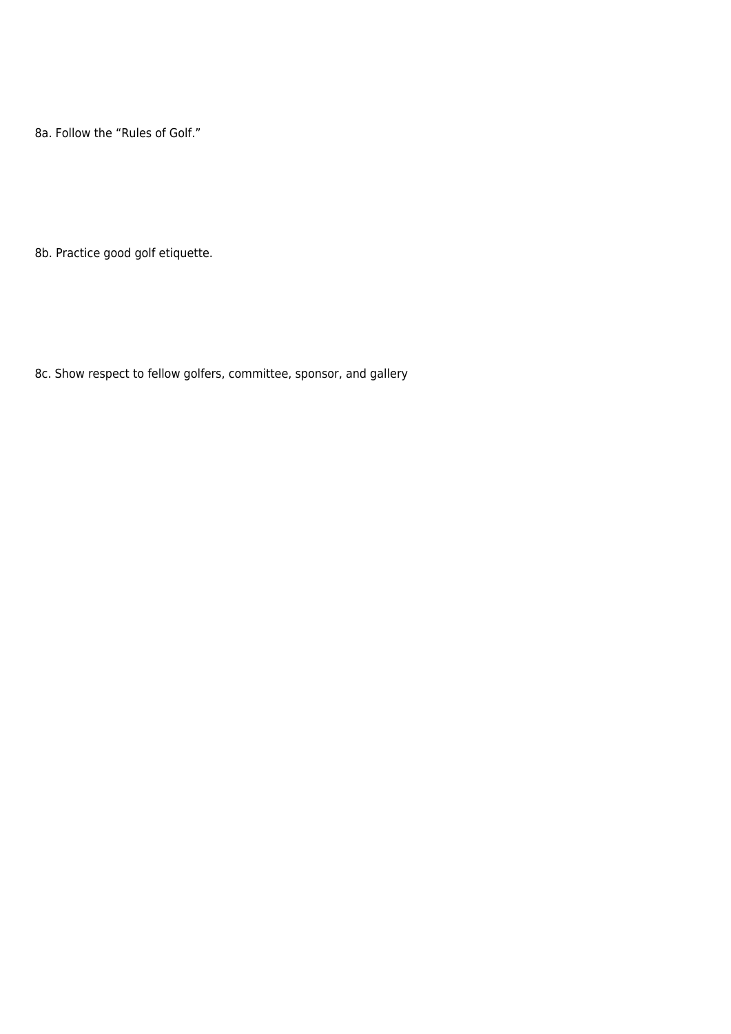8a. Follow the “Rules of Golf.”

8b. Practice good golf etiquette.

8c. Show respect to fellow golfers, committee, sponsor, and gallery